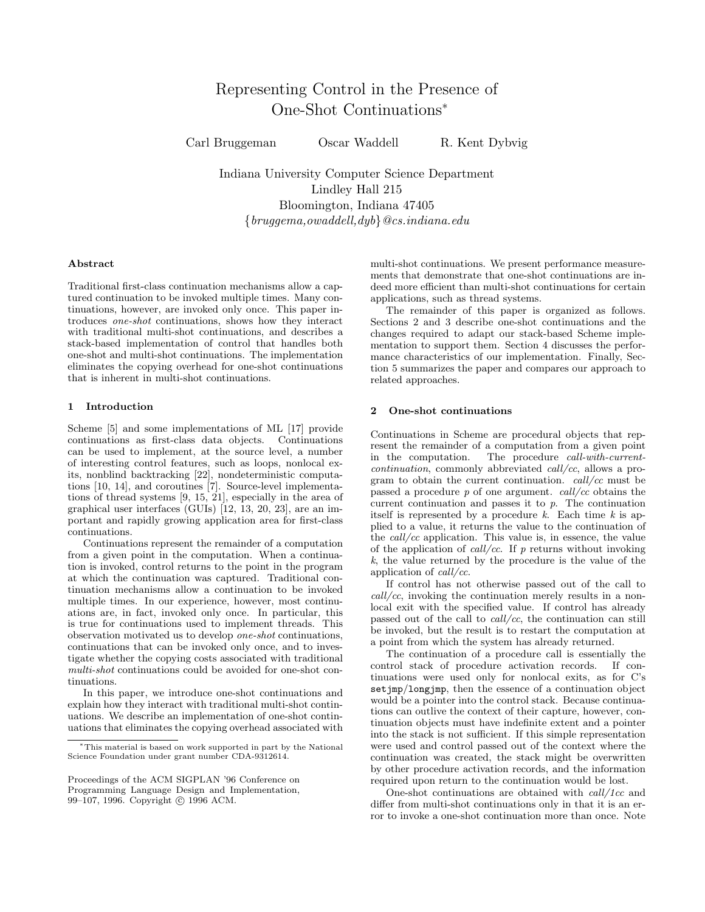# Representing Control in the Presence of One-Shot Continuations*

Carl Bruggeman  Oscar Waddell  R. Kent Dybvig

Indiana University Computer Science Department
Lindley Hall 215
Bloomington, Indiana 47405
{*bruggema,owaddell,dyb*}*@cs.indiana.edu*

### Abstract

Traditional first-class continuation mechanisms allow a captured continuation to be invoked multiple times. Many continuations, however, are invoked only once. This paper introduces *one-shot* continuations, shows how they interact with traditional multi-shot continuations, and describes a stack-based implementation of control that handles both one-shot and multi-shot continuations. The implementation eliminates the copying overhead for one-shot continuations that is inherent in multi-shot continuations.

## 1 Introduction

Scheme [5] and some implementations of ML [17] provide continuations as first-class data objects. Continuations can be used to implement, at the source level, a number of interesting control features, such as loops, nonlocal exits, nonblind backtracking [22], nondeterministic computations [10, 14], and coroutines [7]. Source-level implementations of thread systems [9, 15, 21], especially in the area of graphical user interfaces (GUIs) [12, 13, 20, 23], are an important and rapidly growing application area for first-class continuations.

Continuations represent the remainder of a computation from a given point in the computation. When a continuation is invoked, control returns to the point in the program at which the continuation was captured. Traditional continuation mechanisms allow a continuation to be invoked multiple times. In our experience, however, most continuations are, in fact, invoked only once. In particular, this is true for continuations used to implement threads. This observation motivated us to develop *one-shot* continuations, continuations that can be invoked only once, and to investigate whether the copying costs associated with traditional *multi-shot* continuations could be avoided for one-shot continuations.

In this paper, we introduce one-shot continuations and explain how they interact with traditional multi-shot continuations. We describe an implementation of one-shot continuations that eliminates the copying overhead associated with multi-shot continuations. We present performance measurements that demonstrate that one-shot continuations are indeed more efficient than multi-shot continuations for certain applications, such as thread systems.

The remainder of this paper is organized as follows. Sections 2 and 3 describe one-shot continuations and the changes required to adapt our stack-based Scheme implementation to support them. Section 4 discusses the performance characteristics of our implementation. Finally, Section 5 summarizes the paper and compares our approach to related approaches.

## 2 One-shot continuations

Continuations in Scheme are procedural objects that represent the remainder of a computation from a given point in the computation. The procedure *call-with-current-continuation*, commonly abbreviated *call/cc*, allows a program to obtain the current continuation. *call/cc* must be passed a procedure *p* of one argument. *call/cc* obtains the current continuation and passes it to *p*. The continuation itself is represented by a procedure *k*. Each time *k* is applied to a value, it returns the value to the continuation of the *call/cc* application. This value is, in essence, the value of the application of *call/cc*. If *p* returns without invoking *k*, the value returned by the procedure is the value of the application of *call/cc*.

If control has not otherwise passed out of the call to *call/cc*, invoking the continuation merely results in a nonlocal exit with the specified value. If control has already passed out of the call to *call/cc*, the continuation can still be invoked, but the result is to restart the computation at a point from which the system has already returned.

The continuation of a procedure call is essentially the control stack of procedure activation records. If continuations were used only for nonlocal exits, as for C's `setjmp`/`longjmp`, then the essence of a continuation object would be a pointer into the control stack. Because continuations can outlive the context of their capture, however, continuation objects must have indefinite extent and a pointer into the stack is not sufficient. If this simple representation were used and control passed out of the context where the continuation was created, the stack might be overwritten by other procedure activation records, and the information required upon return to the continuation would be lost.

One-shot continuations are obtained with *call/1cc* and differ from multi-shot continuations only in that it is an error to invoke a one-shot continuation more than once. Note

---

*This material is based on work supported in part by the National Science Foundation under grant number CDA-9312614.

Proceedings of the ACM SIGPLAN '96 Conference on Programming Language Design and Implementation, 99–107, 1996. Copyright © 1996 ACM.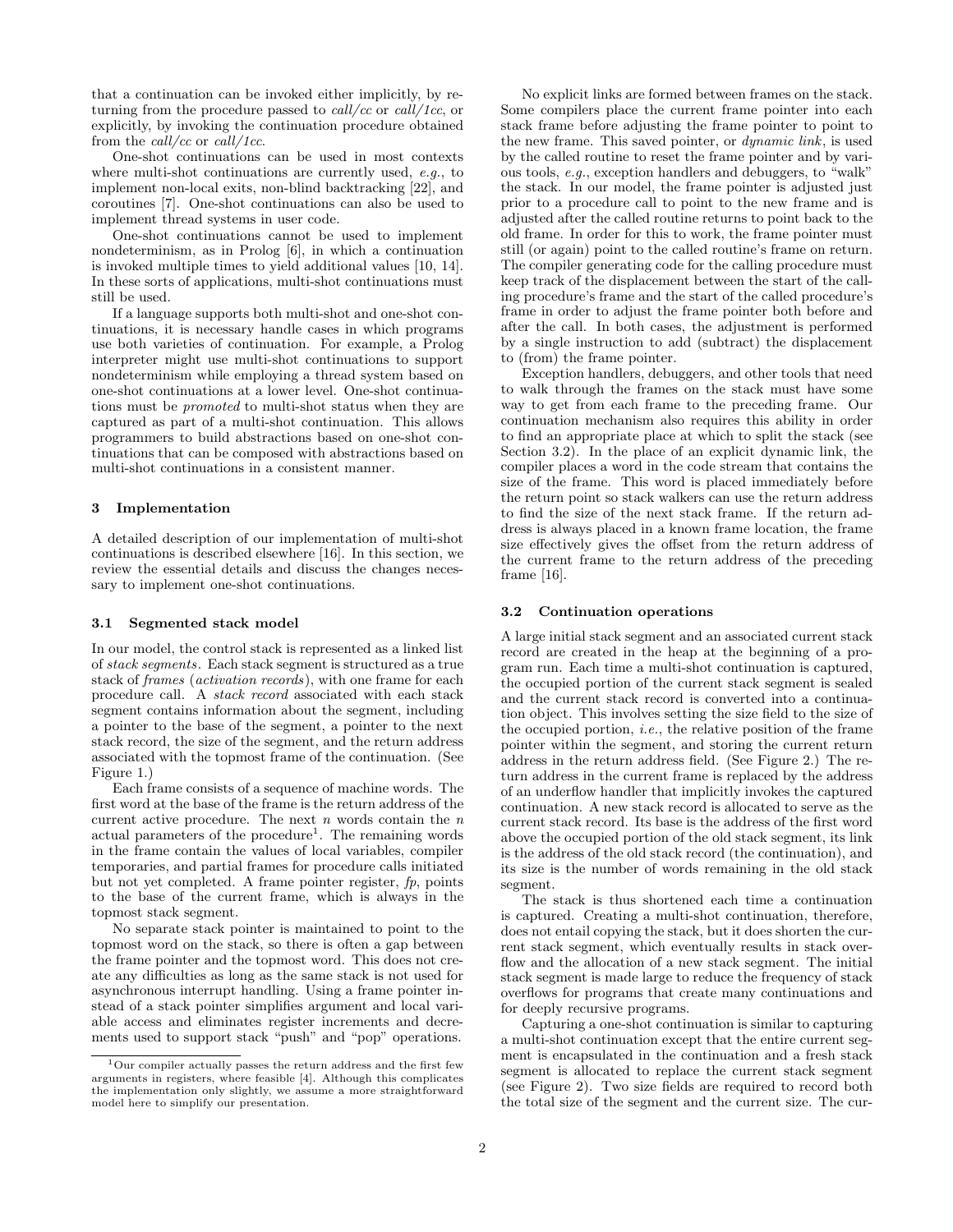that a continuation can be invoked either implicitly, by returning from the procedure passed to *call/cc* or *call/1cc*, or explicitly, by invoking the continuation procedure obtained from the *call/cc* or *call/1cc*.

One-shot continuations can be used in most contexts where multi-shot continuations are currently used, *e.g.*, to implement non-local exits, non-blind backtracking [22], and coroutines [7]. One-shot continuations can also be used to implement thread systems in user code.

One-shot continuations cannot be used to implement nondeterminism, as in Prolog [6], in which a continuation is invoked multiple times to yield additional values [10, 14]. In these sorts of applications, multi-shot continuations must still be used.

If a language supports both multi-shot and one-shot continuations, it is necessary handle cases in which programs use both varieties of continuation. For example, a Prolog interpreter might use multi-shot continuations to support nondeterminism while employing a thread system based on one-shot continuations at a lower level. One-shot continuations must be *promoted* to multi-shot status when they are captured as part of a multi-shot continuation. This allows programmers to build abstractions based on one-shot continuations that can be composed with abstractions based on multi-shot continuations in a consistent manner.

## 3 Implementation

A detailed description of our implementation of multi-shot continuations is described elsewhere [16]. In this section, we review the essential details and discuss the changes necessary to implement one-shot continuations.

### 3.1 Segmented stack model

In our model, the control stack is represented as a linked list of *stack segments*. Each stack segment is structured as a true stack of *frames* (*activation records*), with one frame for each procedure call. A *stack record* associated with each stack segment contains information about the segment, including a pointer to the base of the segment, a pointer to the next stack record, the size of the segment, and the return address associated with the topmost frame of the continuation. (See Figure 1.)

Each frame consists of a sequence of machine words. The first word at the base of the frame is the return address of the current active procedure. The next $n$ words contain the $n$ actual parameters of the procedure[1]. The remaining words in the frame contain the values of local variables, compiler temporaries, and partial frames for procedure calls initiated but not yet completed. A frame pointer register, *fp*, points to the base of the current frame, which is always in the topmost stack segment.

No separate stack pointer is maintained to point to the topmost word on the stack, so there is often a gap between the frame pointer and the topmost word. This does not create any difficulties as long as the same stack is not used for asynchronous interrupt handling. Using a frame pointer instead of a stack pointer simplifies argument and local variable access and eliminates register increments and decrements used to support stack "push" and "pop" operations.

No explicit links are formed between frames on the stack. Some compilers place the current frame pointer into each stack frame before adjusting the frame pointer to point to the new frame. This saved pointer, or *dynamic link*, is used by the called routine to reset the frame pointer and by various tools, *e.g.*, exception handlers and debuggers, to "walk" the stack. In our model, the frame pointer is adjusted just prior to a procedure call to point to the new frame and is adjusted after the called routine returns to point back to the old frame. In order for this to work, the frame pointer must still (or again) point to the called routine's frame on return. The compiler generating code for the calling procedure must keep track of the displacement between the start of the calling procedure's frame and the start of the called procedure's frame in order to adjust the frame pointer both before and after the call. In both cases, the adjustment is performed by a single instruction to add (subtract) the displacement to (from) the frame pointer.

Exception handlers, debuggers, and other tools that need to walk through the frames on the stack must have some way to get from each frame to the preceding frame. Our continuation mechanism also requires this ability in order to find an appropriate place at which to split the stack (see Section 3.2). In the place of an explicit dynamic link, the compiler places a word in the code stream that contains the size of the frame. This word is placed immediately before the return point so stack walkers can use the return address to find the size of the next stack frame. If the return address is always placed in a known frame location, the frame size effectively gives the offset from the return address of the current frame to the return address of the preceding frame [16].

### 3.2 Continuation operations

A large initial stack segment and an associated current stack record are created in the heap at the beginning of a program run. Each time a multi-shot continuation is captured, the occupied portion of the current stack segment is sealed and the current stack record is converted into a continuation object. This involves setting the size field to the size of the occupied portion, *i.e.*, the relative position of the frame pointer within the segment, and storing the current return address in the return address field. (See Figure 2.) The return address in the current frame is replaced by the address of an underflow handler that implicitly invokes the captured continuation. A new stack record is allocated to serve as the current stack record. Its base is the address of the first word above the occupied portion of the old stack segment, its link is the address of the old stack record (the continuation), and its size is the number of words remaining in the old stack segment.

The stack is thus shortened each time a continuation is captured. Creating a multi-shot continuation, therefore, does not entail copying the stack, but it does shorten the current stack segment, which eventually results in stack overflow and the allocation of a new stack segment. The initial stack segment is made large to reduce the frequency of stack overflows for programs that create many continuations and for deeply recursive programs.

Capturing a one-shot continuation is similar to capturing a multi-shot continuation except that the entire current segment is encapsulated in the continuation and a fresh stack segment is allocated to replace the current stack segment (see Figure 2). Two size fields are required to record both the total size of the segment and the current size. The cur-

[1] Our compiler actually passes the return address and the first few arguments in registers, where feasible [4]. Although this complicates the implementation only slightly, we assume a more straightforward model here to simplify our presentation.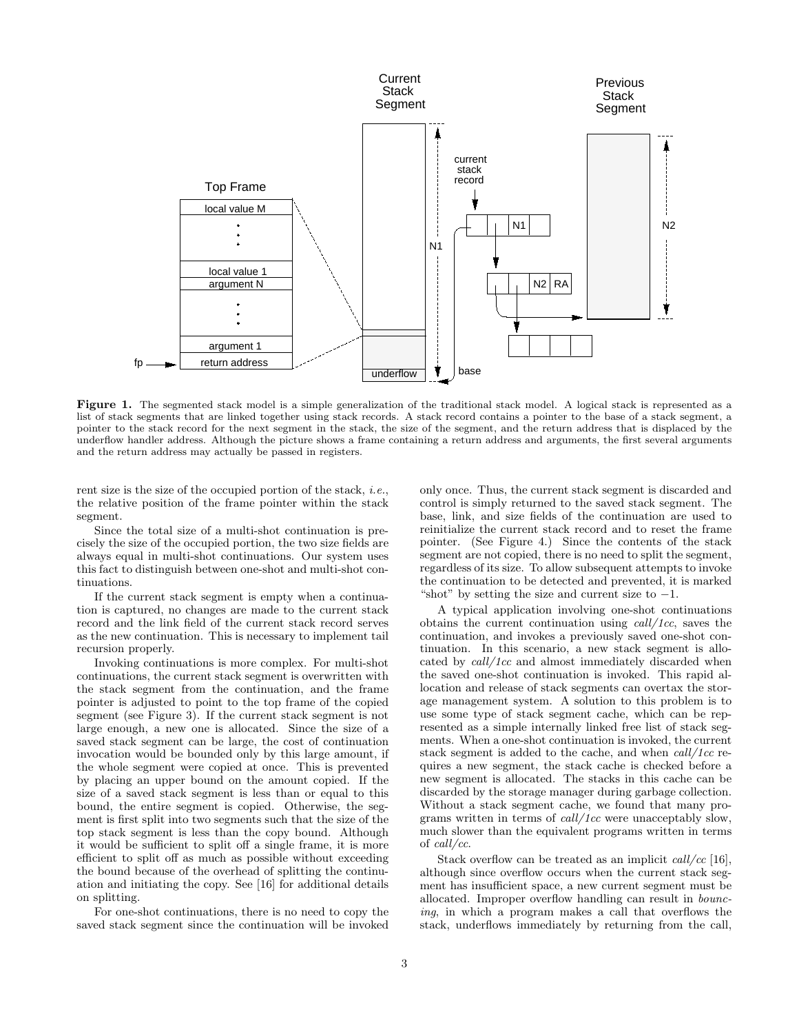**Figure 1.** The segmented stack model is a simple generalization of the traditional stack model. A logical stack is represented as a list of stack segments that are linked together using stack records. A stack record contains a pointer to the base of a stack segment, a pointer to the stack record for the next segment in the stack, the size of the segment, and the return address that is displaced by the underflow handler address. Although the picture shows a frame containing a return address and arguments, the first several arguments and the return address may actually be passed in registers.

rent size is the size of the occupied portion of the stack, *i.e.*, the relative position of the frame pointer within the stack segment.

Since the total size of a multi-shot continuation is precisely the size of the occupied portion, the two size fields are always equal in multi-shot continuations. Our system uses this fact to distinguish between one-shot and multi-shot continuations.

If the current stack segment is empty when a continuation is captured, no changes are made to the current stack record and the link field of the current stack record serves as the new continuation. This is necessary to implement tail recursion properly.

Invoking continuations is more complex. For multi-shot continuations, the current stack segment is overwritten with the stack segment from the continuation, and the frame pointer is adjusted to point to the top frame of the copied segment (see Figure 3). If the current stack segment is not large enough, a new one is allocated. Since the size of a saved stack segment can be large, the cost of continuation invocation would be bounded only by this large amount, if the whole segment were copied at once. This is prevented by placing an upper bound on the amount copied. If the size of a saved stack segment is less than or equal to this bound, the entire segment is copied. Otherwise, the segment is first split into two segments such that the size of the top stack segment is less than the copy bound. Although it would be sufficient to split off a single frame, it is more efficient to split off as much as possible without exceeding the bound because of the overhead of splitting the continuation and initiating the copy. See [16] for additional details on splitting.

For one-shot continuations, there is no need to copy the saved stack segment since the continuation will be invoked only once. Thus, the current stack segment is discarded and control is simply returned to the saved stack segment. The base, link, and size fields of the continuation are used to reinitialize the current stack record and to reset the frame pointer. (See Figure 4.) Since the contents of the stack segment are not copied, there is no need to split the segment, regardless of its size. To allow subsequent attempts to invoke the continuation to be detected and prevented, it is marked "shot" by setting the size and current size to $-1$.

A typical application involving one-shot continuations obtains the current continuation using *call/1cc*, saves the continuation, and invokes a previously saved one-shot continuation. In this scenario, a new stack segment is allocated by *call/1cc* and almost immediately discarded when the saved one-shot continuation is invoked. This rapid allocation and release of stack segments can overtax the storage management system. A solution to this problem is to use some type of stack segment cache, which can be represented as a simple internally linked free list of stack segments. When a one-shot continuation is invoked, the current stack segment is added to the cache, and when *call/1cc* requires a new segment, the stack cache is checked before a new segment is allocated. The stacks in this cache can be discarded by the storage manager during garbage collection. Without a stack segment cache, we found that many programs written in terms of *call/1cc* were unacceptably slow, much slower than the equivalent programs written in terms of *call/cc*.

Stack overflow can be treated as an implicit *call/cc* [16], although since overflow occurs when the current stack segment has insufficient space, a new current segment must be allocated. Improper overflow handling can result in *bouncing*, in which a program makes a call that overflows the stack, underflows immediately by returning from the call,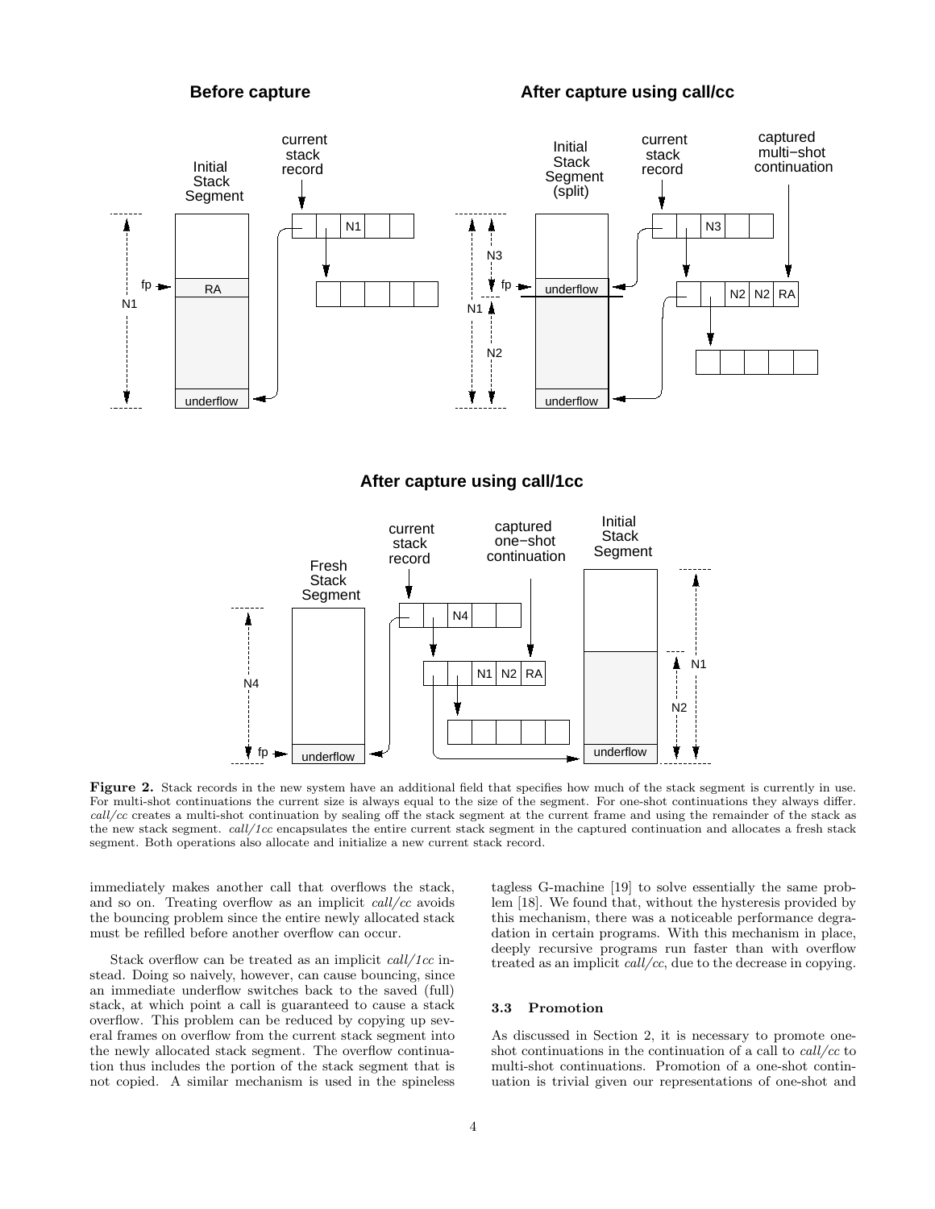**Figure 2.** Stack records in the new system have an additional field that specifies how much of the stack segment is currently in use. For multi-shot continuations the current size is always equal to the size of the segment. For one-shot continuations they always differ. *call/cc* creates a multi-shot continuation by sealing off the stack segment at the current frame and using the remainder of the stack as the new stack segment. *call/1cc* encapsulates the entire current stack segment in the captured continuation and allocates a fresh stack segment. Both operations also allocate and initialize a new current stack record.

immediately makes another call that overflows the stack, and so on. Treating overflow as an implicit *call/cc* avoids the bouncing problem since the entire newly allocated stack must be refilled before another overflow can occur.

Stack overflow can be treated as an implicit *call/1cc* instead. Doing so naively, however, can cause bouncing, since an immediate underflow switches back to the saved (full) stack, at which point a call is guaranteed to cause a stack overflow. This problem can be reduced by copying up several frames on overflow from the current stack segment into the newly allocated stack segment. The overflow continuation thus includes the portion of the stack segment that is not copied. A similar mechanism is used in the spineless tagless G-machine [19] to solve essentially the same problem [18]. We found that, without the hysteresis provided by this mechanism, there was a noticeable performance degradation in certain programs. With this mechanism in place, deeply recursive programs run faster than with overflow treated as an implicit *call/cc*, due to the decrease in copying.

### 3.3 Promotion

As discussed in Section 2, it is necessary to promote one-shot continuations in the continuation of a call to *call/cc* to multi-shot continuations. Promotion of a one-shot continuation is trivial given our representations of one-shot and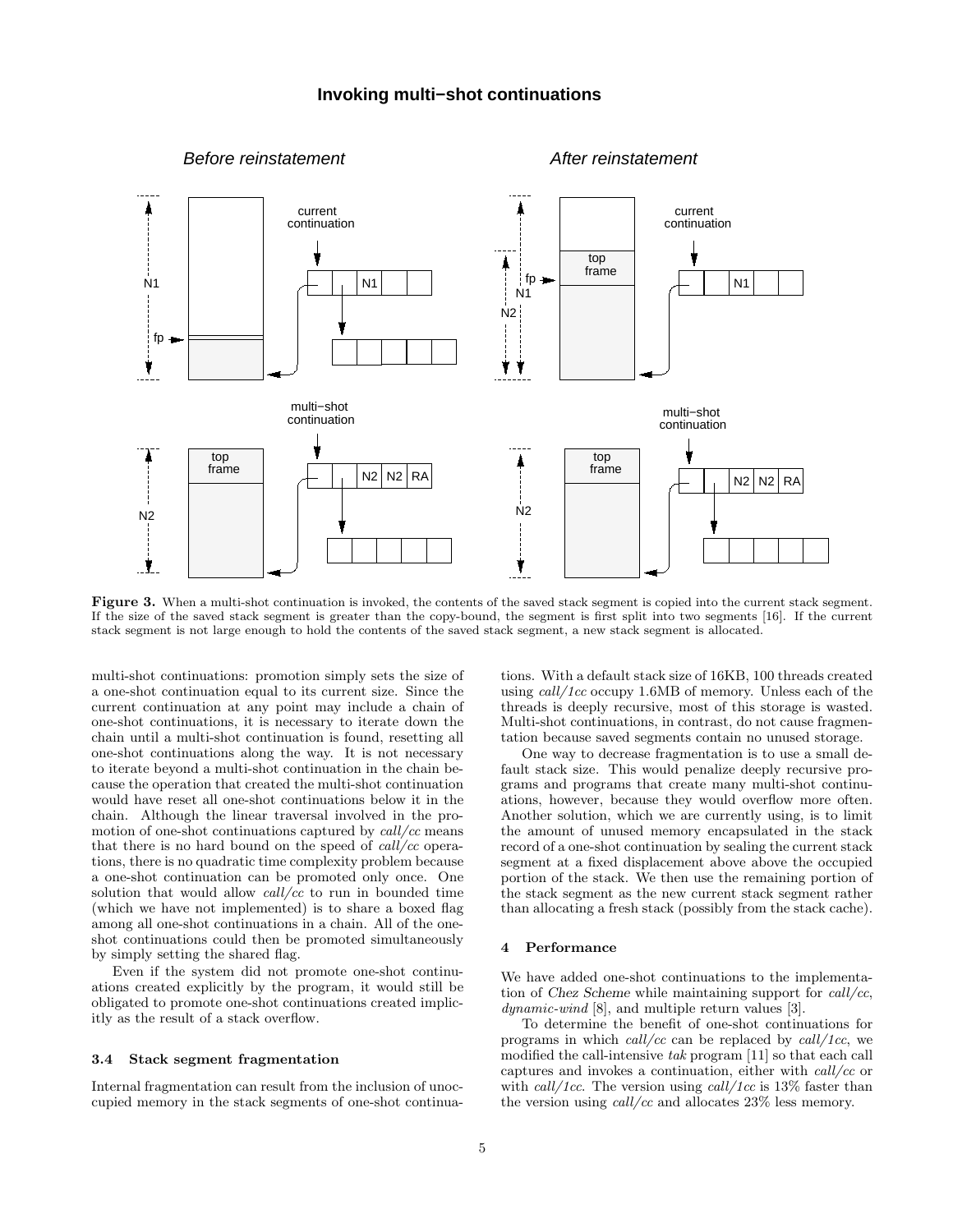**Figure 3.** When a multi-shot continuation is invoked, the contents of the saved stack segment is copied into the current stack segment. If the size of the saved stack segment is greater than the copy-bound, the segment is first split into two segments [16]. If the current stack segment is not large enough to hold the contents of the saved stack segment, a new stack segment is allocated.

multi-shot continuations: promotion simply sets the size of a one-shot continuation equal to its current size. Since the current continuation at any point may include a chain of one-shot continuations, it is necessary to iterate down the chain until a multi-shot continuation is found, resetting all one-shot continuations along the way. It is not necessary to iterate beyond a multi-shot continuation in the chain because the operation that created the multi-shot continuation would have reset all one-shot continuations below it in the chain. Although the linear traversal involved in the promotion of one-shot continuations captured by *call/cc* means that there is no hard bound on the speed of *call/cc* operations, there is no quadratic time complexity problem because a one-shot continuation can be promoted only once. One solution that would allow *call/cc* to run in bounded time (which we have not implemented) is to share a boxed flag among all one-shot continuations in a chain. All of the one-shot continuations could then be promoted simultaneously by simply setting the shared flag.

Even if the system did not promote one-shot continuations created explicitly by the program, it would still be obligated to promote one-shot continuations created implicitly as the result of a stack overflow.

### 3.4 Stack segment fragmentation

Internal fragmentation can result from the inclusion of unoccupied memory in the stack segments of one-shot continuations. With a default stack size of 16KB, 100 threads created using *call/1cc* occupy 1.6MB of memory. Unless each of the threads is deeply recursive, most of this storage is wasted. Multi-shot continuations, in contrast, do not cause fragmentation because saved segments contain no unused storage.

One way to decrease fragmentation is to use a small default stack size. This would penalize deeply recursive programs and programs that create many multi-shot continuations, however, because they would overflow more often. Another solution, which we are currently using, is to limit the amount of unused memory encapsulated in the stack record of a one-shot continuation by sealing the current stack segment at a fixed displacement above above the occupied portion of the stack. We then use the remaining portion of the stack segment as the new current stack segment rather than allocating a fresh stack (possibly from the stack cache).

## 4 Performance

We have added one-shot continuations to the implementation of *Chez Scheme* while maintaining support for *call/cc*, *dynamic-wind* [8], and multiple return values [3].

To determine the benefit of one-shot continuations for programs in which *call/cc* can be replaced by *call/1cc*, we modified the call-intensive *tak* program [11] so that each call captures and invokes a continuation, either with *call/cc* or with *call/1cc*. The version using *call/1cc* is 13% faster than the version using *call/cc* and allocates 23% less memory.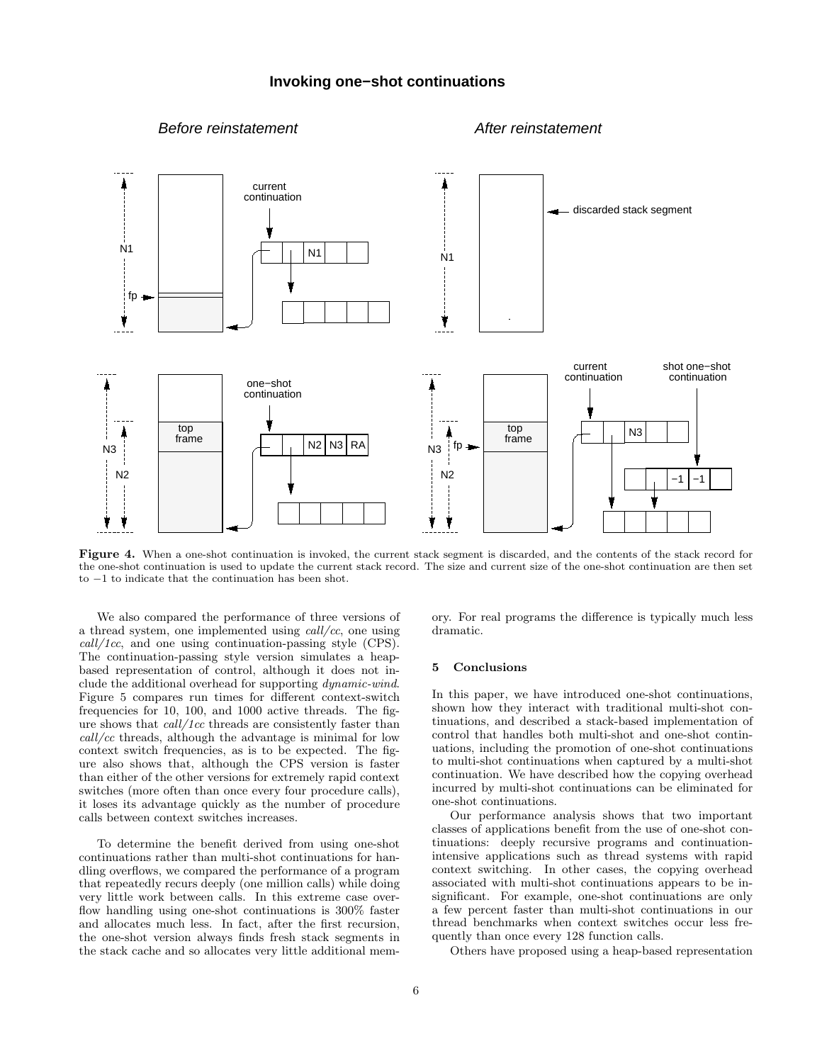**Figure 4.** When a one-shot continuation is invoked, the current stack segment is discarded, and the contents of the stack record for the one-shot continuation is used to update the current stack record. The size and current size of the one-shot continuation are then set to $-1$ to indicate that the continuation has been shot.

We also compared the performance of three versions of a thread system, one implemented using *call/cc*, one using *call/1cc*, and one using continuation-passing style (CPS). The continuation-passing style version simulates a heap-based representation of control, although it does not include the additional overhead for supporting *dynamic-wind*. Figure 5 compares run times for different context-switch frequencies for 10, 100, and 1000 active threads. The figure shows that *call/1cc* threads are consistently faster than *call/cc* threads, although the advantage is minimal for low context switch frequencies, as is to be expected. The figure also shows that, although the CPS version is faster than either of the other versions for extremely rapid context switches (more often than once every four procedure calls), it loses its advantage quickly as the number of procedure calls between context switches increases.

To determine the benefit derived from using one-shot continuations rather than multi-shot continuations for handling overflows, we compared the performance of a program that repeatedly recurs deeply (one million calls) while doing very little work between calls. In this extreme case overflow handling using one-shot continuations is 300% faster and allocates much less. In fact, after the first recursion, the one-shot version always finds fresh stack segments in the stack cache and so allocates very little additional memory. For real programs the difference is typically much less dramatic.

## 5 Conclusions

In this paper, we have introduced one-shot continuations, shown how they interact with traditional multi-shot continuations, and described a stack-based implementation of control that handles both multi-shot and one-shot continuations, including the promotion of one-shot continuations to multi-shot continuations when captured by a multi-shot continuation. We have described how the copying overhead incurred by multi-shot continuations can be eliminated for one-shot continuations.

Our performance analysis shows that two important classes of applications benefit from the use of one-shot continuations: deeply recursive programs and continuation-intensive applications such as thread systems with rapid context switching. In other cases, the copying overhead associated with multi-shot continuations appears to be insignificant. For example, one-shot continuations are only a few percent faster than multi-shot continuations in our thread benchmarks when context switches occur less frequently than once every 128 function calls.

Others have proposed using a heap-based representation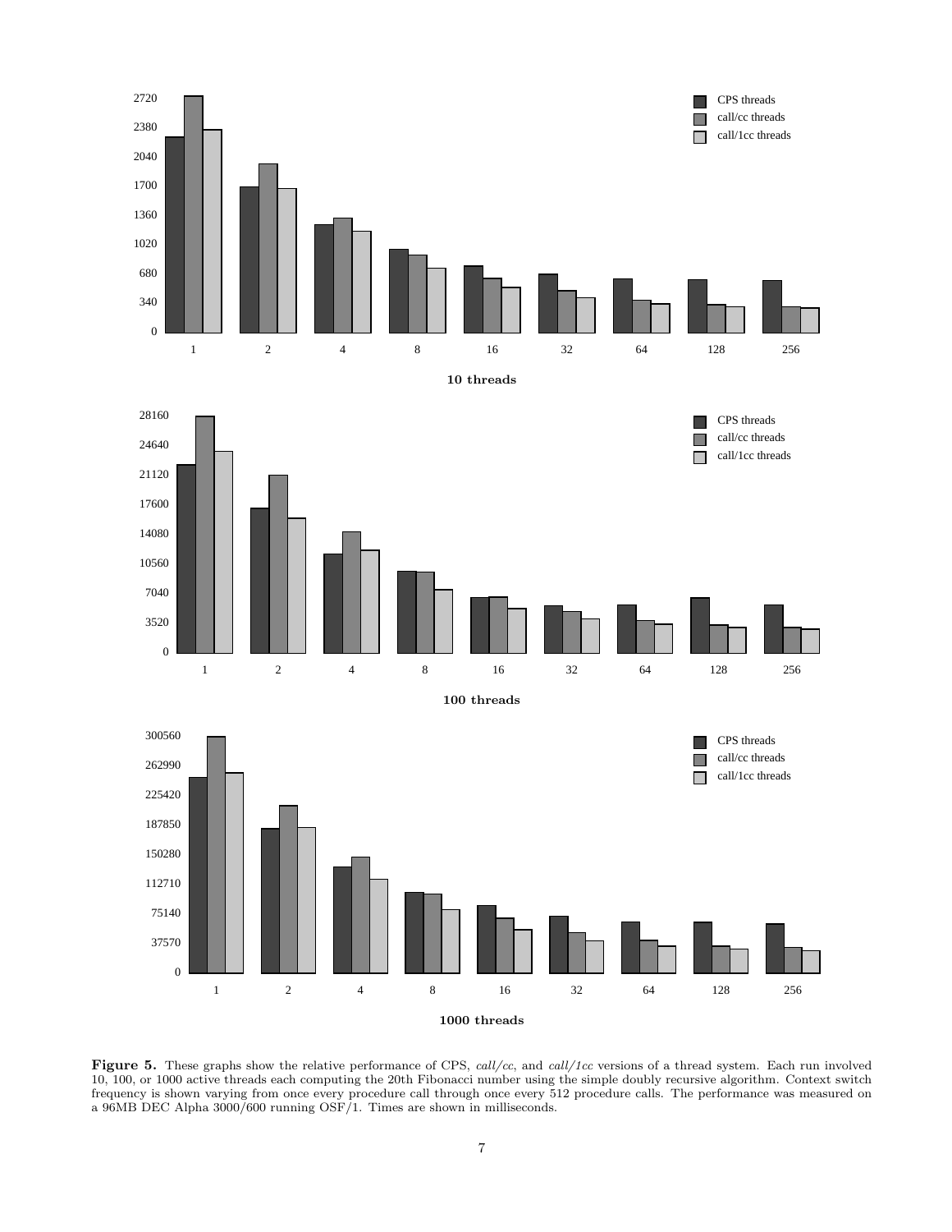**Figure 5.** These graphs show the relative performance of CPS, *call/cc*, and *call/1cc* versions of a thread system. Each run involved 10, 100, or 1000 active threads each computing the 20th Fibonacci number using the simple doubly recursive algorithm. Context switch frequency is shown varying from once every procedure call through once every 512 procedure calls. The performance was measured on a 96MB DEC Alpha 3000/600 running OSF/1. Times are shown in milliseconds.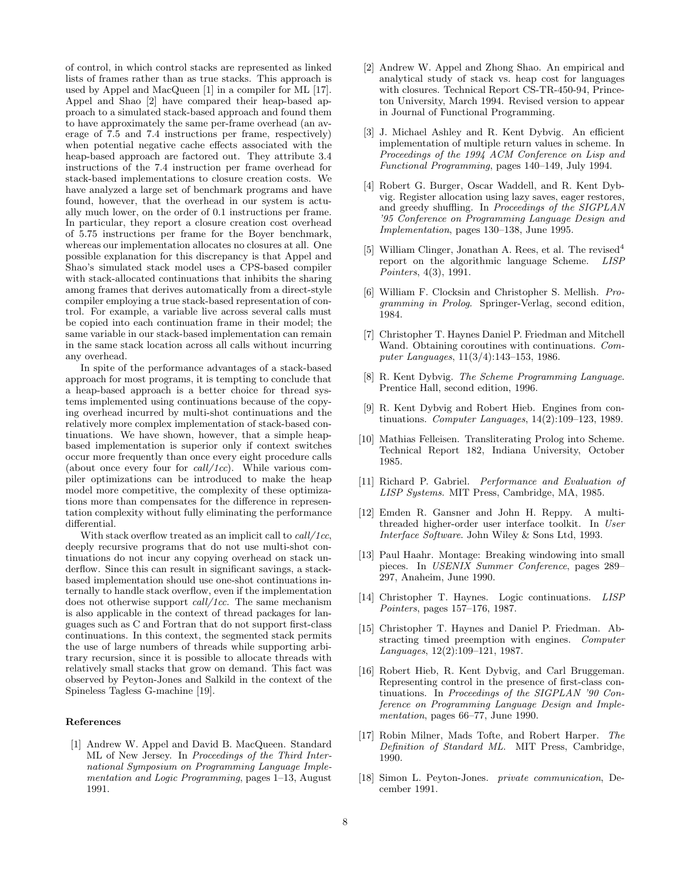of control, in which control stacks are represented as linked lists of frames rather than as true stacks. This approach is used by Appel and MacQueen [1] in a compiler for ML [17]. Appel and Shao [2] have compared their heap-based approach to a simulated stack-based approach and found them to have approximately the same per-frame overhead (an average of 7.5 and 7.4 instructions per frame, respectively) when potential negative cache effects associated with the heap-based approach are factored out. They attribute 3.4 instructions of the 7.4 instruction per frame overhead for stack-based implementations to closure creation costs. We have analyzed a large set of benchmark programs and have found, however, that the overhead in our system is actually much lower, on the order of 0.1 instructions per frame. In particular, they report a closure creation cost overhead of 5.75 instructions per frame for the Boyer benchmark, whereas our implementation allocates no closures at all. One possible explanation for this discrepancy is that Appel and Shao's simulated stack model uses a CPS-based compiler with stack-allocated continuations that inhibits the sharing among frames that derives automatically from a direct-style compiler employing a true stack-based representation of control. For example, a variable live across several calls must be copied into each continuation frame in their model; the same variable in our stack-based implementation can remain in the same stack location across all calls without incurring any overhead.

In spite of the performance advantages of a stack-based approach for most programs, it is tempting to conclude that a heap-based approach is a better choice for thread systems implemented using continuations because of the copying overhead incurred by multi-shot continuations and the relatively more complex implementation of stack-based continuations. We have shown, however, that a simple heap-based implementation is superior only if context switches occur more frequently than once every eight procedure calls (about once every four for *call/1cc*). While various compiler optimizations can be introduced to make the heap model more competitive, the complexity of these optimizations more than compensates for the difference in representation complexity without fully eliminating the performance differential.

With stack overflow treated as an implicit call to *call/1cc*, deeply recursive programs that do not use multi-shot continuations do not incur any copying overhead on stack underflow. Since this can result in significant savings, a stack-based implementation should use one-shot continuations internally to handle stack overflow, even if the implementation does not otherwise support *call/1cc*. The same mechanism is also applicable in the context of thread packages for languages such as C and Fortran that do not support first-class continuations. In this context, the segmented stack permits the use of large numbers of threads while supporting arbitrary recursion, since it is possible to allocate threads with relatively small stacks that grow on demand. This fact was observed by Peyton-Jones and Salkild in the context of the Spineless Tagless G-machine [19].

## References

[1] Andrew W. Appel and David B. MacQueen. Standard ML of New Jersey. In *Proceedings of the Third International Symposium on Programming Language Implementation and Logic Programming*, pages 1–13, August 1991.

[2] Andrew W. Appel and Zhong Shao. An empirical and analytical study of stack vs. heap cost for languages with closures. Technical Report CS-TR-450-94, Princeton University, March 1994. Revised version to appear in Journal of Functional Programming.

[3] J. Michael Ashley and R. Kent Dybvig. An efficient implementation of multiple return values in scheme. In *Proceedings of the 1994 ACM Conference on Lisp and Functional Programming*, pages 140–149, July 1994.

[4] Robert G. Burger, Oscar Waddell, and R. Kent Dybvig. Register allocation using lazy saves, eager restores, and greedy shuffling. In *Proceedings of the SIGPLAN '95 Conference on Programming Language Design and Implementation*, pages 130–138, June 1995.

[5] William Clinger, Jonathan A. Rees, et al. The revised$^4$ report on the algorithmic language Scheme. *LISP Pointers*, 4(3), 1991.

[6] William F. Clocksin and Christopher S. Mellish. *Programming in Prolog*. Springer-Verlag, second edition, 1984.

[7] Christopher T. Haynes Daniel P. Friedman and Mitchell Wand. Obtaining coroutines with continuations. *Computer Languages*, 11(3/4):143–153, 1986.

[8] R. Kent Dybvig. *The Scheme Programming Language*. Prentice Hall, second edition, 1996.

[9] R. Kent Dybvig and Robert Hieb. Engines from continuations. *Computer Languages*, 14(2):109–123, 1989.

[10] Mathias Felleisen. Transliterating Prolog into Scheme. Technical Report 182, Indiana University, October 1985.

[11] Richard P. Gabriel. *Performance and Evaluation of LISP Systems*. MIT Press, Cambridge, MA, 1985.

[12] Emden R. Gansner and John H. Reppy. A multithreaded higher-order user interface toolkit. In *User Interface Software*. John Wiley & Sons Ltd, 1993.

[13] Paul Haahr. Montage: Breaking windowing into small pieces. In *USENIX Summer Conference*, pages 289–297, Anaheim, June 1990.

[14] Christopher T. Haynes. Logic continuations. *LISP Pointers*, pages 157–176, 1987.

[15] Christopher T. Haynes and Daniel P. Friedman. Abstracting timed preemption with engines. *Computer Languages*, 12(2):109–121, 1987.

[16] Robert Hieb, R. Kent Dybvig, and Carl Bruggeman. Representing control in the presence of first-class continuations. In *Proceedings of the SIGPLAN '90 Conference on Programming Language Design and Implementation*, pages 66–77, June 1990.

[17] Robin Milner, Mads Tofte, and Robert Harper. *The Definition of Standard ML*. MIT Press, Cambridge, 1990.

[18] Simon L. Peyton-Jones. *private communication*, December 1991.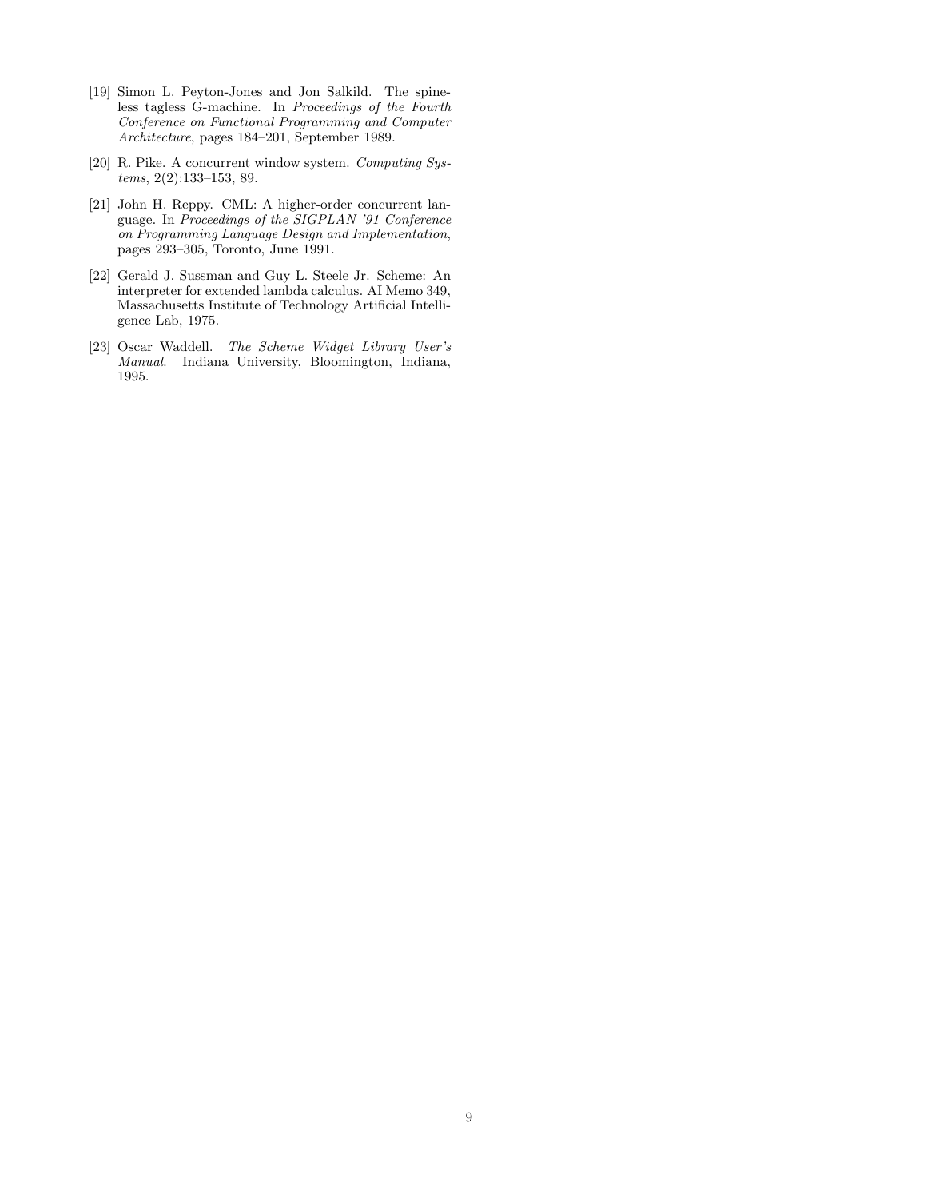[19] Simon L. Peyton-Jones and Jon Salkild. The spineless tagless G-machine. In *Proceedings of the Fourth Conference on Functional Programming and Computer Architecture*, pages 184–201, September 1989.

[20] R. Pike. A concurrent window system. *Computing Systems*, 2(2):133–153, 89.

[21] John H. Reppy. CML: A higher-order concurrent language. In *Proceedings of the SIGPLAN '91 Conference on Programming Language Design and Implementation*, pages 293–305, Toronto, June 1991.

[22] Gerald J. Sussman and Guy L. Steele Jr. Scheme: An interpreter for extended lambda calculus. AI Memo 349, Massachusetts Institute of Technology Artificial Intelligence Lab, 1975.

[23] Oscar Waddell. *The Scheme Widget Library User's Manual*. Indiana University, Bloomington, Indiana, 1995.